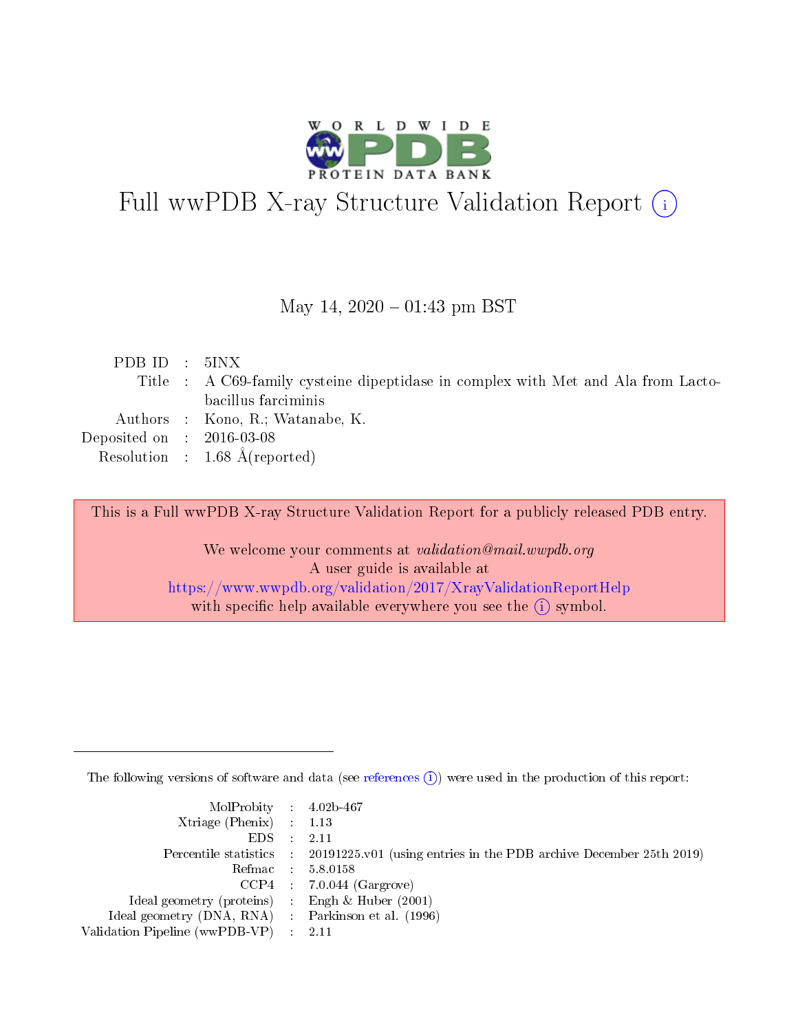# Full wwPDB X-ray Structure Validation Report

May 14, 2020 – 01:43 pm BST

| | | |
|---|---|---|
| PDB ID | : | 5INX |
| Title | : | A C69-family cysteine dipeptidase in complex with Met and Ala from Lactobacillus farciminis |
| Authors | : | Kono, R.; Watanabe, K. |
| Deposited on | : | 2016-03-08 |
| Resolution | : | 1.68 Å(reported) |

This is a Full wwPDB X-ray Structure Validation Report for a publicly released PDB entry.

We welcome your comments at *validation@mail.wwpdb.org*
A user guide is available at
https://www.wwpdb.org/validation/2017/XrayValidationReportHelp
with specific help available everywhere you see the (i) symbol.

The following versions of software and data (see references (i)) were used in the production of this report:

| | | |
|---|---|---|
| MolProbity | : | 4.02b-467 |
| Xtriage (Phenix) | : | 1.13 |
| EDS | : | 2.11 |
| Percentile statistics | : | 20191225.v01 (using entries in the PDB archive December 25th 2019) |
| Refmac | : | 5.8.0158 |
| CCP4 | : | 7.0.044 (Gargrove) |
| Ideal geometry (proteins) | : | Engh & Huber (2001) |
| Ideal geometry (DNA, RNA) | : | Parkinson et al. (1996) |
| Validation Pipeline (wwPDB-VP) | : | 2.11 |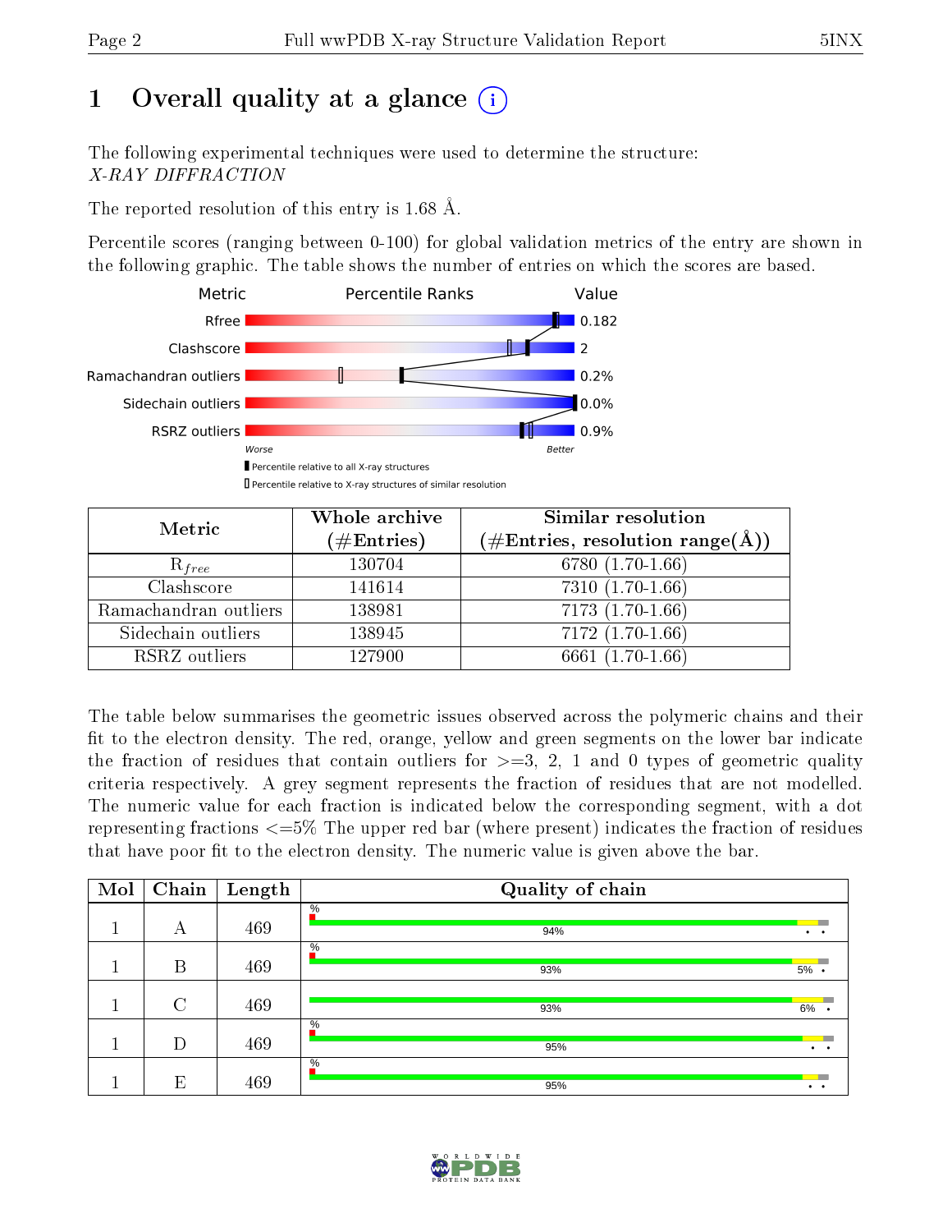# 1 Overall quality at a glance (i)

The following experimental techniques were used to determine the structure:
*X-RAY DIFFRACTION*

The reported resolution of this entry is 1.68 Å.

Percentile scores (ranging between 0-100) for global validation metrics of the entry are shown in the following graphic. The table shows the number of entries on which the scores are based.

| Metric | Value |
|---|---|
| Rfree | 0.182 |
| Clashscore | 2 |
| Ramachandran outliers | 0.2% |
| Sidechain outliers | 0.0% |
| RSRZ outliers | 0.9% |

Worse — Better

▮ Percentile relative to all X-ray structures
▯ Percentile relative to X-ray structures of similar resolution

| Metric | Whole archive (#Entries) | Similar resolution (#Entries, resolution range(Å)) |
|---|---|---|
| $R_{free}$ | 130704 | 6780 (1.70-1.66) |
| Clashscore | 141614 | 7310 (1.70-1.66) |
| Ramachandran outliers | 138981 | 7173 (1.70-1.66) |
| Sidechain outliers | 138945 | 7172 (1.70-1.66) |
| RSRZ outliers | 127900 | 6661 (1.70-1.66) |

The table below summarises the geometric issues observed across the polymeric chains and their fit to the electron density. The red, orange, yellow and green segments on the lower bar indicate the fraction of residues that contain outliers for >=3, 2, 1 and 0 types of geometric quality criteria respectively. A grey segment represents the fraction of residues that are not modelled. The numeric value for each fraction is indicated below the corresponding segment, with a dot representing fractions <=5% The upper red bar (where present) indicates the fraction of residues that have poor fit to the electron density. The numeric value is given above the bar.

| Mol | Chain | Length | Quality of chain |
|---|---|---|---|
| 1 | A | 469 | % / 94% • • |
| 1 | B | 469 | % / 93% 5% • |
| 1 | C | 469 | 93% 6% • |
| 1 | D | 469 | % / 95% • • |
| 1 | E | 469 | % / 95% • • |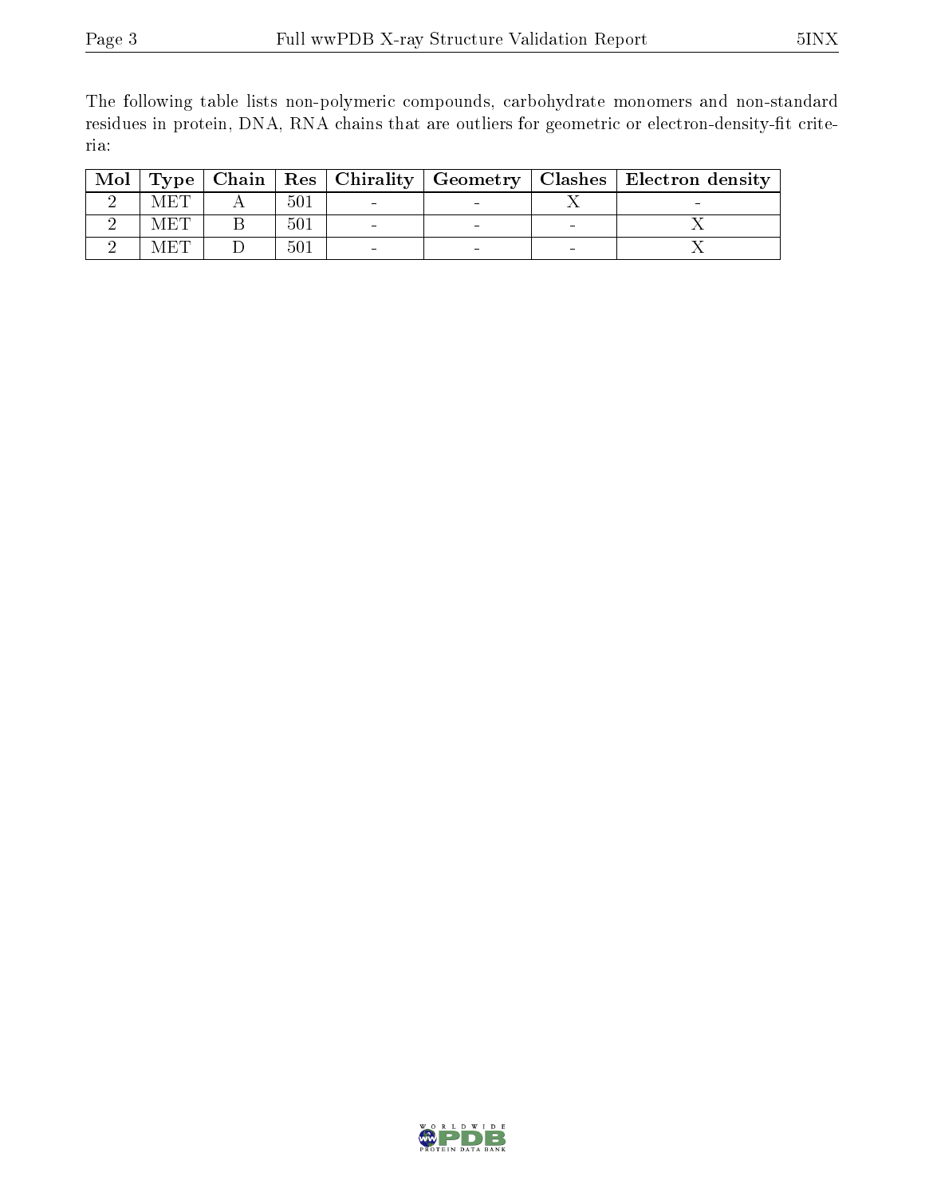The following table lists non-polymeric compounds, carbohydrate monomers and non-standard residues in protein, DNA, RNA chains that are outliers for geometric or electron-density-fit criteria:

| Mol | Type | Chain | Res | Chirality | Geometry | Clashes | Electron density |
|---|---|---|---|---|---|---|---|
| 2 | MET | A | 501 | - | - | X | - |
| 2 | MET | B | 501 | - | - | - | X |
| 2 | MET | D | 501 | - | - | - | X |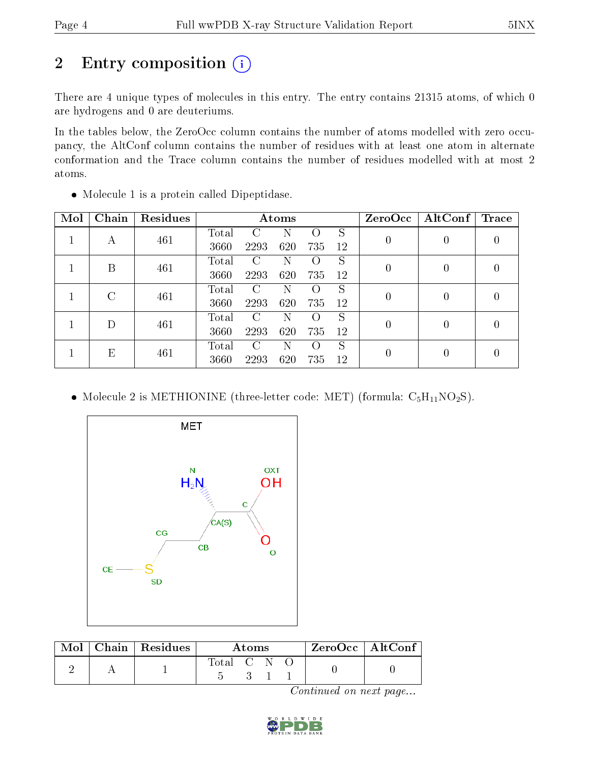# 2 Entry composition

There are 4 unique types of molecules in this entry. The entry contains 21315 atoms, of which 0 are hydrogens and 0 are deuteriums.

In the tables below, the ZeroOcc column contains the number of atoms modelled with zero occupancy, the AltConf column contains the number of residues with at least one atom in alternate conformation and the Trace column contains the number of residues modelled with at most 2 atoms.

- Molecule 1 is a protein called Dipeptidase.

| Mol | Chain | Residues | Atoms | | | | | ZeroOcc | AltConf | Trace |
|---|---|---|---|---|---|---|---|---|---|---|
| 1 | A | 461 | Total<br>3660 | C<br>2293 | N<br>620 | O<br>735 | S<br>12 | 0 | 0 | 0 |
| 1 | B | 461 | Total<br>3660 | C<br>2293 | N<br>620 | O<br>735 | S<br>12 | 0 | 0 | 0 |
| 1 | C | 461 | Total<br>3660 | C<br>2293 | N<br>620 | O<br>735 | S<br>12 | 0 | 0 | 0 |
| 1 | D | 461 | Total<br>3660 | C<br>2293 | N<br>620 | O<br>735 | S<br>12 | 0 | 0 | 0 |
| 1 | E | 461 | Total<br>3660 | C<br>2293 | N<br>620 | O<br>735 | S<br>12 | 0 | 0 | 0 |

- Molecule 2 is METHIONINE (three-letter code: MET) (formula: $C_5H_{11}NO_2S$).

| Mol | Chain | Residues | Atoms | | | | ZeroOcc | AltConf |
|---|---|---|---|---|---|---|---|---|
| 2 | A | 1 | Total<br>5 | C<br>3 | N<br>1 | O<br>1 | 0 | 0 |

*Continued on next page...*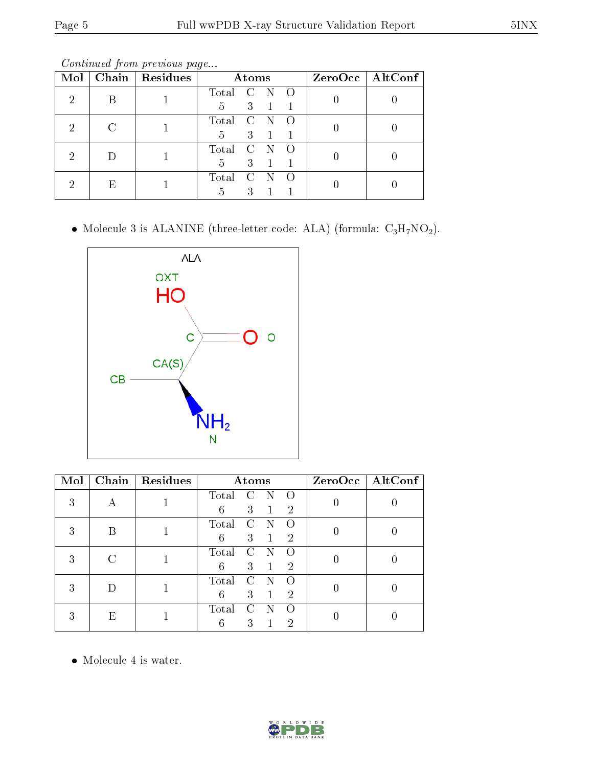*Continued from previous page...*

| Mol | Chain | Residues | Atoms | | | | ZeroOcc | AltConf |
|---|---|---|---|---|---|---|---|---|
| 2 | B | 1 | Total 5 | C 3 | N 1 | O 1 | 0 | 0 |
| 2 | C | 1 | Total 5 | C 3 | N 1 | O 1 | 0 | 0 |
| 2 | D | 1 | Total 5 | C 3 | N 1 | O 1 | 0 | 0 |
| 2 | E | 1 | Total 5 | C 3 | N 1 | O 1 | 0 | 0 |

- Molecule 3 is ALANINE (three-letter code: ALA) (formula: $C_3H_7NO_2$).

| Mol | Chain | Residues | Atoms | | | | ZeroOcc | AltConf |
|---|---|---|---|---|---|---|---|---|
| 3 | A | 1 | Total 6 | C 3 | N 1 | O 2 | 0 | 0 |
| 3 | B | 1 | Total 6 | C 3 | N 1 | O 2 | 0 | 0 |
| 3 | C | 1 | Total 6 | C 3 | N 1 | O 2 | 0 | 0 |
| 3 | D | 1 | Total 6 | C 3 | N 1 | O 2 | 0 | 0 |
| 3 | E | 1 | Total 6 | C 3 | N 1 | O 2 | 0 | 0 |

- Molecule 4 is water.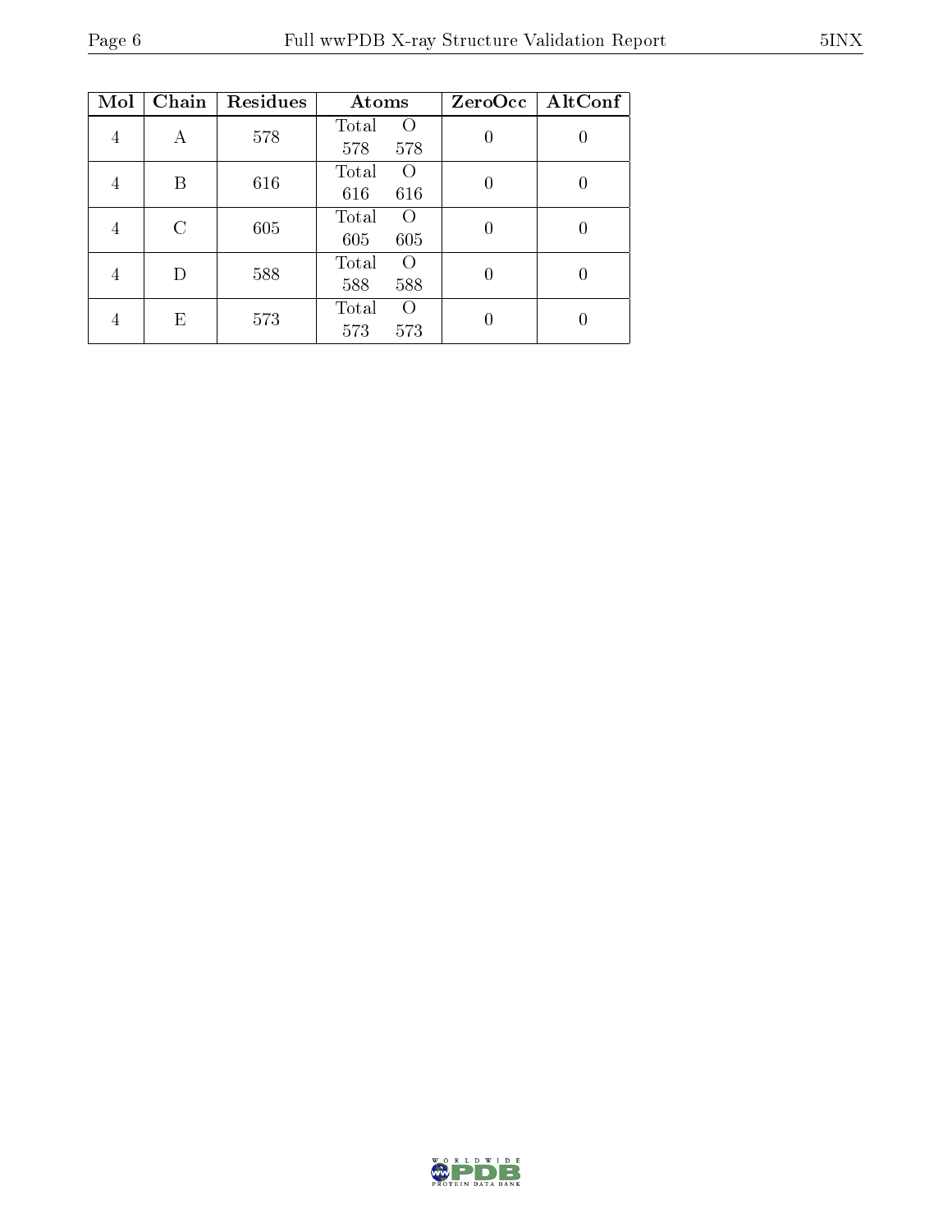| Mol | Chain | Residues | Atoms | | ZeroOcc | AltConf |
|---|---|---|---|---|---|---|
| 4 | A | 578 | Total<br>578 | O<br>578 | 0 | 0 |
| 4 | B | 616 | Total<br>616 | O<br>616 | 0 | 0 |
| 4 | C | 605 | Total<br>605 | O<br>605 | 0 | 0 |
| 4 | D | 588 | Total<br>588 | O<br>588 | 0 | 0 |
| 4 | E | 573 | Total<br>573 | O<br>573 | 0 | 0 |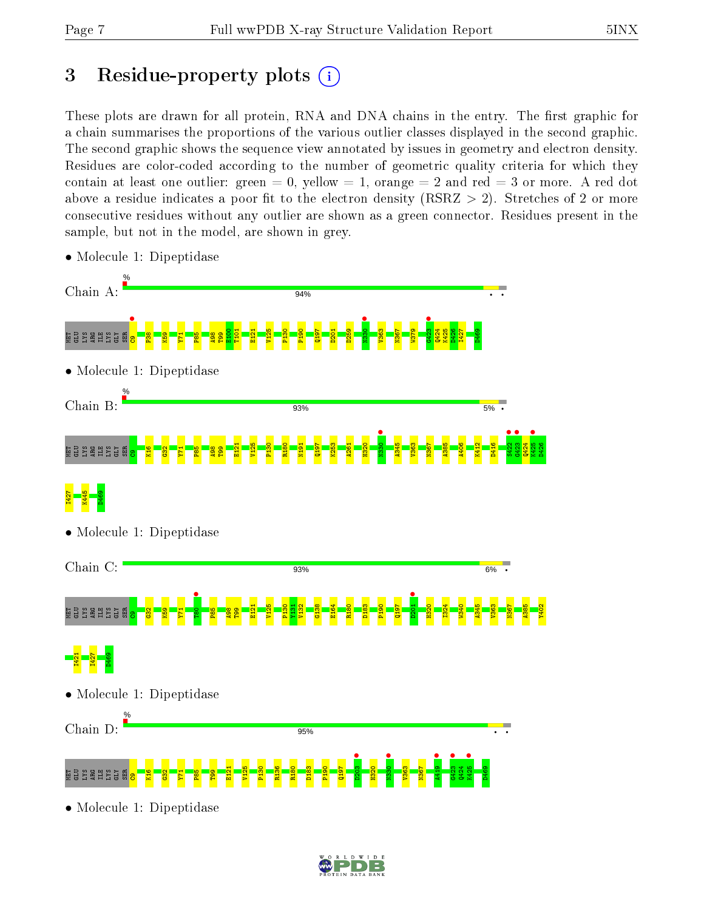# 3 Residue-property plots

These plots are drawn for all protein, RNA and DNA chains in the entry. The first graphic for a chain summarises the proportions of the various outlier classes displayed in the second graphic. The second graphic shows the sequence view annotated by issues in geometry and electron density. Residues are color-coded according to the number of geometric quality criteria for which they contain at least one outlier: green = 0, yellow = 1, orange = 2 and red = 3 or more. A red dot above a residue indicates a poor fit to the electron density (RSRZ > 2). Stretches of 2 or more consecutive residues without any outlier are shown as a green connector. Residues present in the sample, but not in the model, are shown in grey.

- Molecule 1: Dipeptidase

Chain A: 94%

MET GLU LYS ARG ILE LYS GLY SER C9 P38 K59 Y71 P85 A98 T99 E100 T101 E121 V125 P130 P190 Q197 D201 D259 N330 V363 N367 W379 G423 Q424 K425 D426 I427 D469

- Molecule 1: Dipeptidase

Chain B: 93% 5%

MET GLU LYS ARG ILE LYS GLY SER C9 K16 G32 Y71 P85 A98 T99 E121 V125 P130 R180 N191 Q197 K253 A261 H320 N330 A345 V363 N367 A385 A406 K412 D416 S422 G423 Q424 K425 D426 I427 K445 D469

- Molecule 1: Dipeptidase

Chain C: 93% 6%

MET GLU LYS ARG ILE LYS GLY SER C9 G32 K59 Y71 F80 P85 A98 T99 E121 V125 P130 Y131 V132 G138 E164 R180 D183 P190 Q197 D201 H320 I324 W340 A345 V363 N367 A385 Y402 I421 I427 D469

- Molecule 1: Dipeptidase

Chain D: 95%

MET GLU LYS ARG ILE LYS GLY SER C9 K16 G32 Y71 P85 T99 E121 V125 P130 R136 R180 D183 P190 Q197 D203 H320 N330 V363 N367 A419 G423 Q424 K425 D469

- Molecule 1: Dipeptidase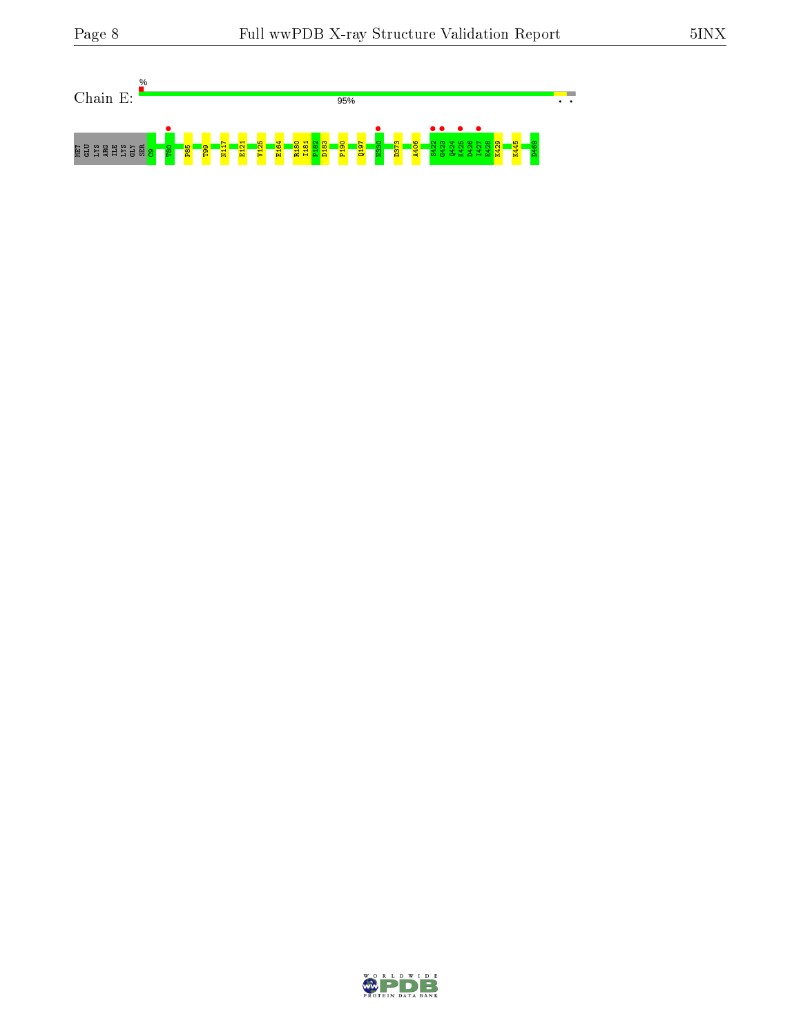Chain E:

%

95%

MET GLU LYS ARG ILE LYS GLY SER C9 T80 P85 T99 M117 E121 V125 E164 R180 I181 P182 D183 P190 Q197 N330 D373 A406 S422 G423 Q424 K425 D426 I427 E428 K429 K445 D469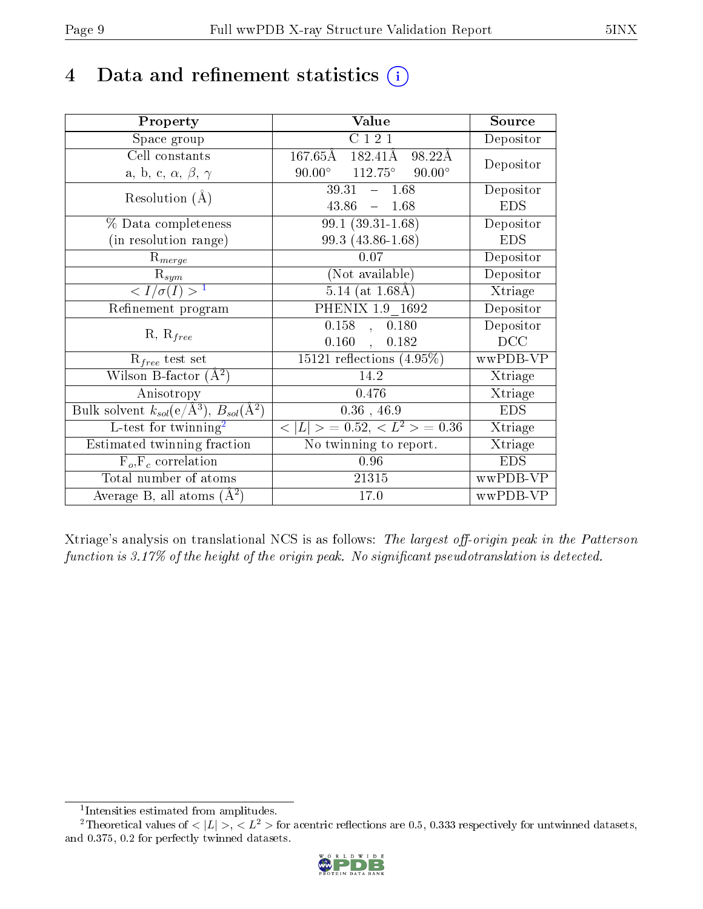# 4 Data and refinement statistics

| Property | Value | Source |
|---|---|---|
| Space group | C 1 2 1 | Depositor |
| Cell constants<br>a, b, c, $\alpha$, $\beta$, $\gamma$ | 167.65Å 182.41Å 98.22Å<br>90.00° 112.75° 90.00° | Depositor |
| Resolution (Å) | 39.31 – 1.68<br>43.86 – 1.68 | Depositor<br>EDS |
| % Data completeness<br>(in resolution range) | 99.1 (39.31-1.68)<br>99.3 (43.86-1.68) | Depositor<br>EDS |
| $R_{merge}$ | 0.07 | Depositor |
| $R_{sym}$ | (Not available) | Depositor |
| $< I/\sigma(I) >$ [1] | 5.14 (at 1.68Å) | Xtriage |
| Refinement program | PHENIX 1.9_1692 | Depositor |
| R, $R_{free}$ | 0.158 , 0.180<br>0.160 , 0.182 | Depositor<br>DCC |
| $R_{free}$ test set | 15121 reflections (4.95%) | wwPDB-VP |
| Wilson B-factor (Å$^2$) | 14.2 | Xtriage |
| Anisotropy | 0.476 | Xtriage |
| Bulk solvent $k_{sol}$(e/Å$^3$), $B_{sol}$(Å$^2$) | 0.36 , 46.9 | EDS |
| L-test for twinning[2] | $< \|L\| >$ = 0.52, $< L^2 >$ = 0.36 | Xtriage |
| Estimated twinning fraction | No twinning to report. | Xtriage |
| $F_o$,$F_c$ correlation | 0.96 | EDS |
| Total number of atoms | 21315 | wwPDB-VP |
| Average B, all atoms (Å$^2$) | 17.0 | wwPDB-VP |

Xtriage's analysis on translational NCS is as follows: *The largest off-origin peak in the Patterson function is 3.17% of the height of the origin peak. No significant pseudotranslation is detected.*

[1] Intensities estimated from amplitudes.

[2] Theoretical values of $< |L| >$, $< L^2 >$ for acentric reflections are 0.5, 0.333 respectively for untwinned datasets, and 0.375, 0.2 for perfectly twinned datasets.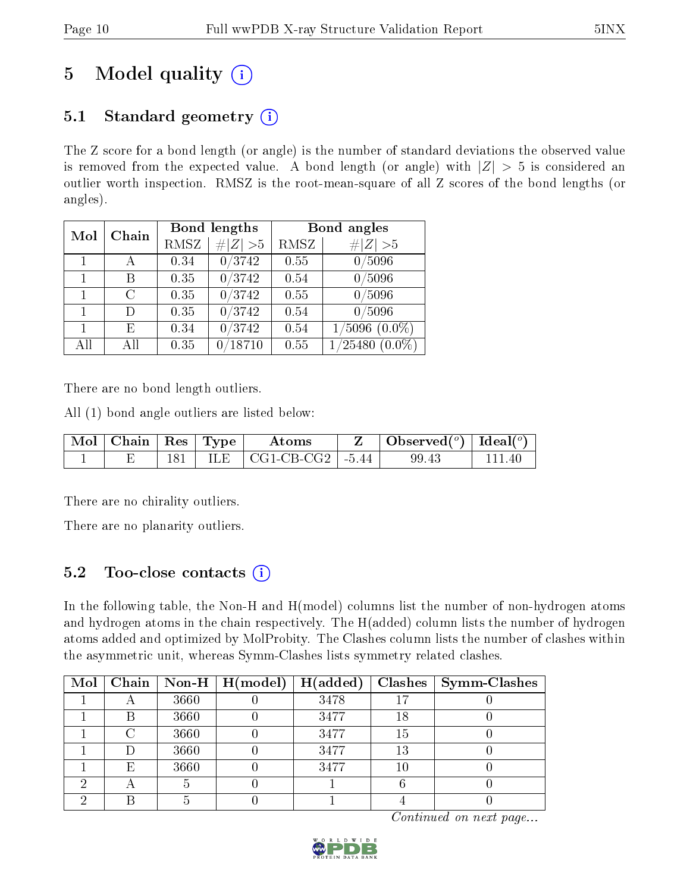# 5 Model quality

## 5.1 Standard geometry

The Z score for a bond length (or angle) is the number of standard deviations the observed value is removed from the expected value. A bond length (or angle) with $|Z| > 5$ is considered an outlier worth inspection. RMSZ is the root-mean-square of all Z scores of the bond lengths (or angles).

| Mol | Chain | Bond lengths | | Bond angles | |
|---|---|---|---|---|---|
| | | RMSZ | $\#\|Z\| > 5$ | RMSZ | $\#\|Z\| > 5$ |
| 1 | A | 0.34 | 0/3742 | 0.55 | 0/5096 |
| 1 | B | 0.35 | 0/3742 | 0.54 | 0/5096 |
| 1 | C | 0.35 | 0/3742 | 0.55 | 0/5096 |
| 1 | D | 0.35 | 0/3742 | 0.54 | 0/5096 |
| 1 | E | 0.34 | 0/3742 | 0.54 | 1/5096 (0.0%) |
| All | All | 0.35 | 0/18710 | 0.55 | 1/25480 (0.0%) |

There are no bond length outliers.

All (1) bond angle outliers are listed below:

| Mol | Chain | Res | Type | Atoms | Z | Observed(°) | Ideal(°) |
|---|---|---|---|---|---|---|---|
| 1 | E | 181 | ILE | CG1-CB-CG2 | -5.44 | 99.43 | 111.40 |

There are no chirality outliers.

There are no planarity outliers.

## 5.2 Too-close contacts

In the following table, the Non-H and H(model) columns list the number of non-hydrogen atoms and hydrogen atoms in the chain respectively. The H(added) column lists the number of hydrogen atoms added and optimized by MolProbity. The Clashes column lists the number of clashes within the asymmetric unit, whereas Symm-Clashes lists symmetry related clashes.

| Mol | Chain | Non-H | H(model) | H(added) | Clashes | Symm-Clashes |
|---|---|---|---|---|---|---|
| 1 | A | 3660 | 0 | 3478 | 17 | 0 |
| 1 | B | 3660 | 0 | 3477 | 18 | 0 |
| 1 | C | 3660 | 0 | 3477 | 15 | 0 |
| 1 | D | 3660 | 0 | 3477 | 13 | 0 |
| 1 | E | 3660 | 0 | 3477 | 10 | 0 |
| 2 | A | 5 | 0 | 1 | 6 | 0 |
| 2 | B | 5 | 0 | 1 | 4 | 0 |

*Continued on next page...*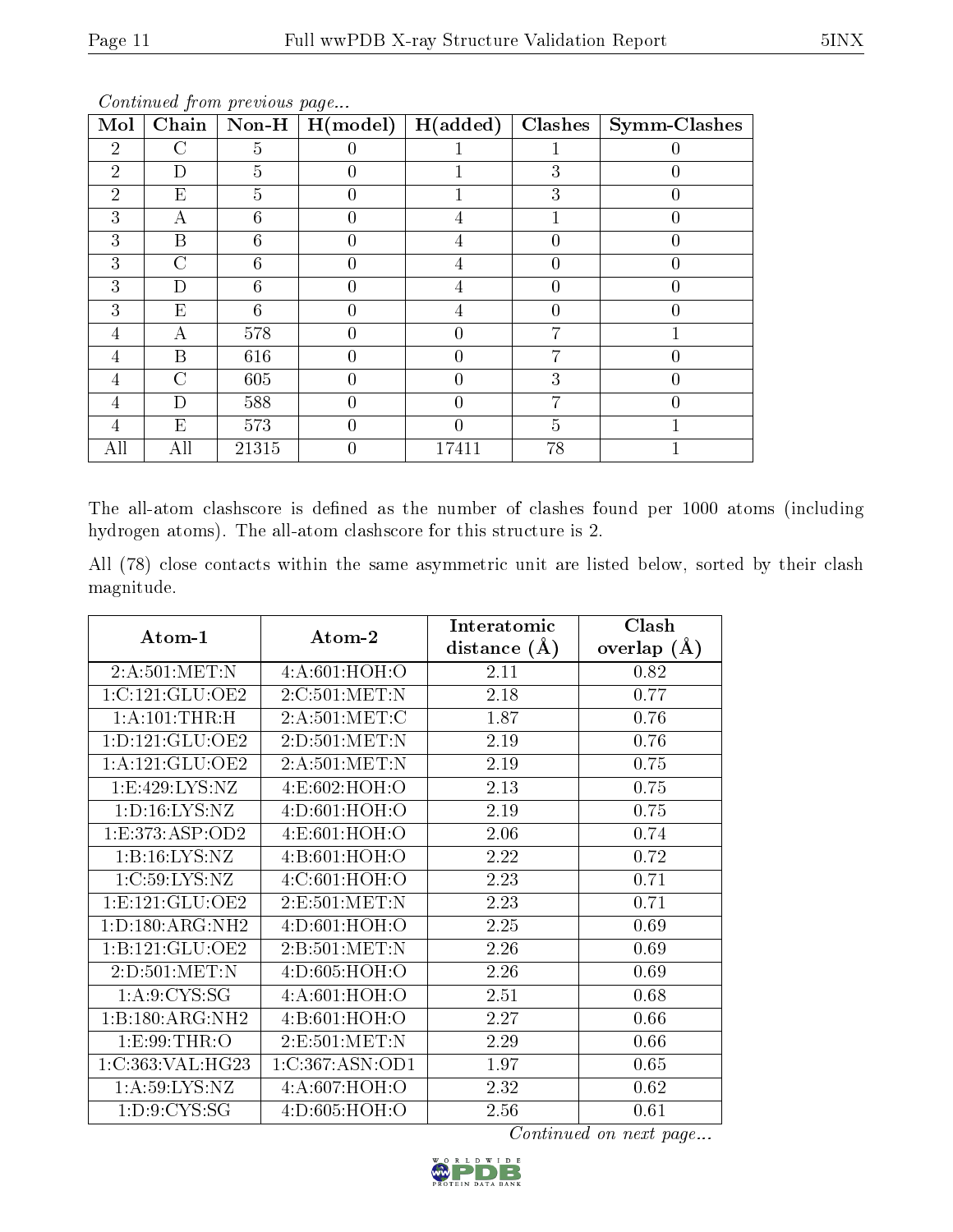*Continued from previous page...*

| Mol | Chain | Non-H | H(model) | H(added) | Clashes | Symm-Clashes |
|---|---|---|---|---|---|---|
| 2 | C | 5 | 0 | 1 | 1 | 0 |
| 2 | D | 5 | 0 | 1 | 3 | 0 |
| 2 | E | 5 | 0 | 1 | 3 | 0 |
| 3 | A | 6 | 0 | 4 | 1 | 0 |
| 3 | B | 6 | 0 | 4 | 0 | 0 |
| 3 | C | 6 | 0 | 4 | 0 | 0 |
| 3 | D | 6 | 0 | 4 | 0 | 0 |
| 3 | E | 6 | 0 | 4 | 0 | 0 |
| 4 | A | 578 | 0 | 0 | 7 | 1 |
| 4 | B | 616 | 0 | 0 | 7 | 0 |
| 4 | C | 605 | 0 | 0 | 3 | 0 |
| 4 | D | 588 | 0 | 0 | 7 | 0 |
| 4 | E | 573 | 0 | 0 | 5 | 1 |
| All | All | 21315 | 0 | 17411 | 78 | 1 |

The all-atom clashscore is defined as the number of clashes found per 1000 atoms (including hydrogen atoms). The all-atom clashscore for this structure is 2.

All (78) close contacts within the same asymmetric unit are listed below, sorted by their clash magnitude.

| Atom-1 | Atom-2 | Interatomic distance (Å) | Clash overlap (Å) |
|---|---|---|---|
| 2:A:501:MET:N | 4:A:601:HOH:O | 2.11 | 0.82 |
| 1:C:121:GLU:OE2 | 2:C:501:MET:N | 2.18 | 0.77 |
| 1:A:101:THR:H | 2:A:501:MET:C | 1.87 | 0.76 |
| 1:D:121:GLU:OE2 | 2:D:501:MET:N | 2.19 | 0.76 |
| 1:A:121:GLU:OE2 | 2:A:501:MET:N | 2.19 | 0.75 |
| 1:E:429:LYS:NZ | 4:E:602:HOH:O | 2.13 | 0.75 |
| 1:D:16:LYS:NZ | 4:D:601:HOH:O | 2.19 | 0.75 |
| 1:E:373:ASP:OD2 | 4:E:601:HOH:O | 2.06 | 0.74 |
| 1:B:16:LYS:NZ | 4:B:601:HOH:O | 2.22 | 0.72 |
| 1:C:59:LYS:NZ | 4:C:601:HOH:O | 2.23 | 0.71 |
| 1:E:121:GLU:OE2 | 2:E:501:MET:N | 2.23 | 0.71 |
| 1:D:180:ARG:NH2 | 4:D:601:HOH:O | 2.25 | 0.69 |
| 1:B:121:GLU:OE2 | 2:B:501:MET:N | 2.26 | 0.69 |
| 2:D:501:MET:N | 4:D:605:HOH:O | 2.26 | 0.69 |
| 1:A:9:CYS:SG | 4:A:601:HOH:O | 2.51 | 0.68 |
| 1:B:180:ARG:NH2 | 4:B:601:HOH:O | 2.27 | 0.66 |
| 1:E:99:THR:O | 2:E:501:MET:N | 2.29 | 0.66 |
| 1:C:363:VAL:HG23 | 1:C:367:ASN:OD1 | 1.97 | 0.65 |
| 1:A:59:LYS:NZ | 4:A:607:HOH:O | 2.32 | 0.62 |
| 1:D:9:CYS:SG | 4:D:605:HOH:O | 2.56 | 0.61 |

*Continued on next page...*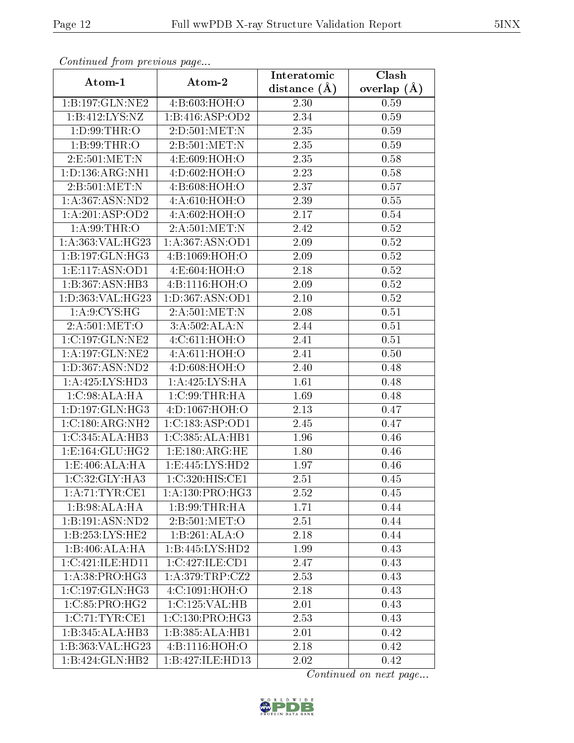*Continued from previous page...*

| Atom-1 | Atom-2 | Interatomic distance (Å) | Clash overlap (Å) |
|---|---|---|---|
| 1:B:197:GLN:NE2 | 4:B:603:HOH:O | 2.30 | 0.59 |
| 1:B:412:LYS:NZ | 1:B:416:ASP:OD2 | 2.34 | 0.59 |
| 1:D:99:THR:O | 2:D:501:MET:N | 2.35 | 0.59 |
| 1:B:99:THR:O | 2:B:501:MET:N | 2.35 | 0.59 |
| 2:E:501:MET:N | 4:E:609:HOH:O | 2.35 | 0.58 |
| 1:D:136:ARG:NH1 | 4:D:602:HOH:O | 2.23 | 0.58 |
| 2:B:501:MET:N | 4:B:608:HOH:O | 2.37 | 0.57 |
| 1:A:367:ASN:ND2 | 4:A:610:HOH:O | 2.39 | 0.55 |
| 1:A:201:ASP:OD2 | 4:A:602:HOH:O | 2.17 | 0.54 |
| 1:A:99:THR:O | 2:A:501:MET:N | 2.42 | 0.52 |
| 1:A:363:VAL:HG23 | 1:A:367:ASN:OD1 | 2.09 | 0.52 |
| 1:B:197:GLN:HG3 | 4:B:1069:HOH:O | 2.09 | 0.52 |
| 1:E:117:ASN:OD1 | 4:E:604:HOH:O | 2.18 | 0.52 |
| 1:B:367:ASN:HB3 | 4:B:1116:HOH:O | 2.09 | 0.52 |
| 1:D:363:VAL:HG23 | 1:D:367:ASN:OD1 | 2.10 | 0.52 |
| 1:A:9:CYS:HG | 2:A:501:MET:N | 2.08 | 0.51 |
| 2:A:501:MET:O | 3:A:502:ALA:N | 2.44 | 0.51 |
| 1:C:197:GLN:NE2 | 4:C:611:HOH:O | 2.41 | 0.51 |
| 1:A:197:GLN:NE2 | 4:A:611:HOH:O | 2.41 | 0.50 |
| 1:D:367:ASN:ND2 | 4:D:608:HOH:O | 2.40 | 0.48 |
| 1:A:425:LYS:HD3 | 1:A:425:LYS:HA | 1.61 | 0.48 |
| 1:C:98:ALA:HA | 1:C:99:THR:HA | 1.69 | 0.48 |
| 1:D:197:GLN:HG3 | 4:D:1067:HOH:O | 2.13 | 0.47 |
| 1:C:180:ARG:NH2 | 1:C:183:ASP:OD1 | 2.45 | 0.47 |
| 1:C:345:ALA:HB3 | 1:C:385:ALA:HB1 | 1.96 | 0.46 |
| 1:E:164:GLU:HG2 | 1:E:180:ARG:HE | 1.80 | 0.46 |
| 1:E:406:ALA:HA | 1:E:445:LYS:HD2 | 1.97 | 0.46 |
| 1:C:32:GLY:HA3 | 1:C:320:HIS:CE1 | 2.51 | 0.45 |
| 1:A:71:TYR:CE1 | 1:A:130:PRO:HG3 | 2.52 | 0.45 |
| 1:B:98:ALA:HA | 1:B:99:THR:HA | 1.71 | 0.44 |
| 1:B:191:ASN:ND2 | 2:B:501:MET:O | 2.51 | 0.44 |
| 1:B:253:LYS:HE2 | 1:B:261:ALA:O | 2.18 | 0.44 |
| 1:B:406:ALA:HA | 1:B:445:LYS:HD2 | 1.99 | 0.43 |
| 1:C:421:ILE:HD11 | 1:C:427:ILE:CD1 | 2.47 | 0.43 |
| 1:A:38:PRO:HG3 | 1:A:379:TRP:CZ2 | 2.53 | 0.43 |
| 1:C:197:GLN:HG3 | 4:C:1091:HOH:O | 2.18 | 0.43 |
| 1:C:85:PRO:HG2 | 1:C:125:VAL:HB | 2.01 | 0.43 |
| 1:C:71:TYR:CE1 | 1:C:130:PRO:HG3 | 2.53 | 0.43 |
| 1:B:345:ALA:HB3 | 1:B:385:ALA:HB1 | 2.01 | 0.42 |
| 1:B:363:VAL:HG23 | 4:B:1116:HOH:O | 2.18 | 0.42 |
| 1:B:424:GLN:HB2 | 1:B:427:ILE:HD13 | 2.02 | 0.42 |

*Continued on next page...*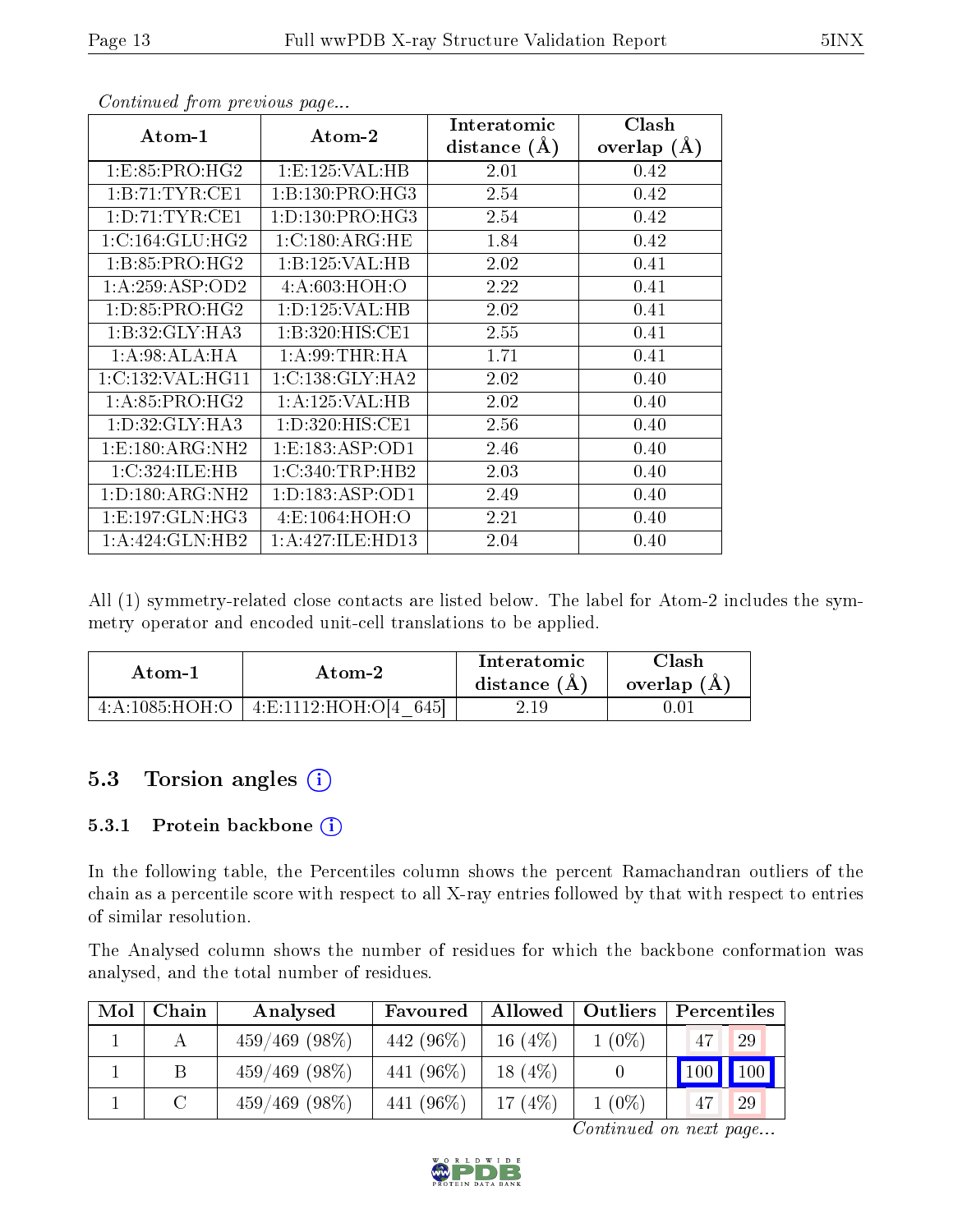*Continued from previous page...*

| Atom-1 | Atom-2 | Interatomic distance (Å) | Clash overlap (Å) |
|---|---|---|---|
| 1:E:85:PRO:HG2 | 1:E:125:VAL:HB | 2.01 | 0.42 |
| 1:B:71:TYR:CE1 | 1:B:130:PRO:HG3 | 2.54 | 0.42 |
| 1:D:71:TYR:CE1 | 1:D:130:PRO:HG3 | 2.54 | 0.42 |
| 1:C:164:GLU:HG2 | 1:C:180:ARG:HE | 1.84 | 0.42 |
| 1:B:85:PRO:HG2 | 1:B:125:VAL:HB | 2.02 | 0.41 |
| 1:A:259:ASP:OD2 | 4:A:603:HOH:O | 2.22 | 0.41 |
| 1:D:85:PRO:HG2 | 1:D:125:VAL:HB | 2.02 | 0.41 |
| 1:B:32:GLY:HA3 | 1:B:320:HIS:CE1 | 2.55 | 0.41 |
| 1:A:98:ALA:HA | 1:A:99:THR:HA | 1.71 | 0.41 |
| 1:C:132:VAL:HG11 | 1:C:138:GLY:HA2 | 2.02 | 0.40 |
| 1:A:85:PRO:HG2 | 1:A:125:VAL:HB | 2.02 | 0.40 |
| 1:D:32:GLY:HA3 | 1:D:320:HIS:CE1 | 2.56 | 0.40 |
| 1:E:180:ARG:NH2 | 1:E:183:ASP:OD1 | 2.46 | 0.40 |
| 1:C:324:ILE:HB | 1:C:340:TRP:HB2 | 2.03 | 0.40 |
| 1:D:180:ARG:NH2 | 1:D:183:ASP:OD1 | 2.49 | 0.40 |
| 1:E:197:GLN:HG3 | 4:E:1064:HOH:O | 2.21 | 0.40 |
| 1:A:424:GLN:HB2 | 1:A:427:ILE:HD13 | 2.04 | 0.40 |

All (1) symmetry-related close contacts are listed below. The label for Atom-2 includes the symmetry operator and encoded unit-cell translations to be applied.

| Atom-1 | Atom-2 | Interatomic distance (Å) | Clash overlap (Å) |
|---|---|---|---|
| 4:A:1085:HOH:O | 4:E:1112:HOH:O[4_645] | 2.19 | 0.01 |

## 5.3 Torsion angles

### 5.3.1 Protein backbone

In the following table, the Percentiles column shows the percent Ramachandran outliers of the chain as a percentile score with respect to all X-ray entries followed by that with respect to entries of similar resolution.

The Analysed column shows the number of residues for which the backbone conformation was analysed, and the total number of residues.

| Mol | Chain | Analysed | Favoured | Allowed | Outliers | Percentiles | |
|---|---|---|---|---|---|---|---|
| 1 | A | 459/469 (98%) | 442 (96%) | 16 (4%) | 1 (0%) | 47 | 29 |
| 1 | B | 459/469 (98%) | 441 (96%) | 18 (4%) | 0 | 100 | 100 |
| 1 | C | 459/469 (98%) | 441 (96%) | 17 (4%) | 1 (0%) | 47 | 29 |

*Continued on next page...*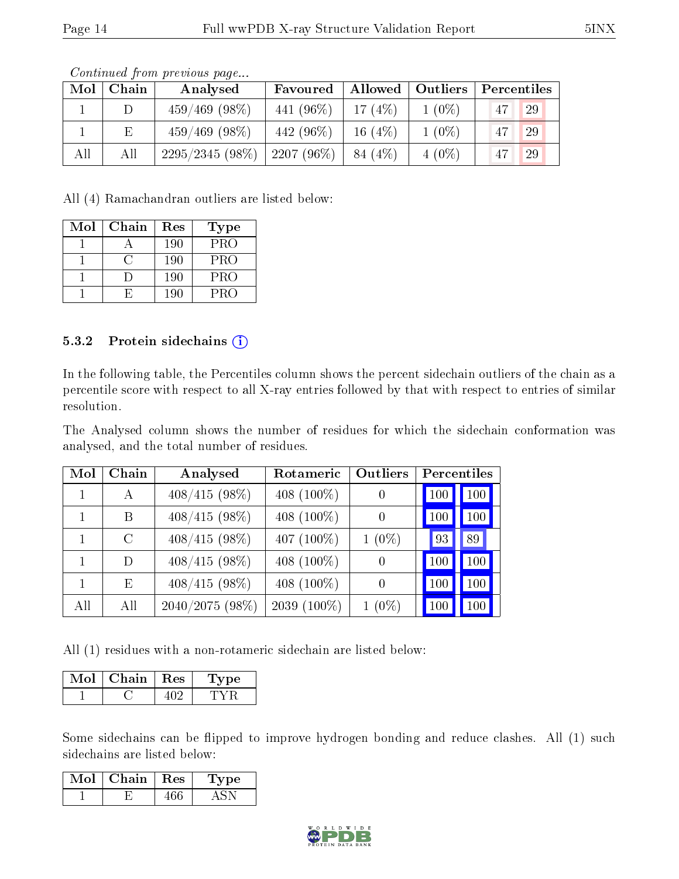*Continued from previous page...*

| Mol | Chain | Analysed | Favoured | Allowed | Outliers | Percentiles | |
|---|---|---|---|---|---|---|---|
| 1 | D | 459/469 (98%) | 441 (96%) | 17 (4%) | 1 (0%) | 47 | 29 |
| 1 | E | 459/469 (98%) | 442 (96%) | 16 (4%) | 1 (0%) | 47 | 29 |
| All | All | 2295/2345 (98%) | 2207 (96%) | 84 (4%) | 4 (0%) | 47 | 29 |

All (4) Ramachandran outliers are listed below:

| Mol | Chain | Res | Type |
|---|---|---|---|
| 1 | A | 190 | PRO |
| 1 | C | 190 | PRO |
| 1 | D | 190 | PRO |
| 1 | E | 190 | PRO |

### 5.3.2 Protein sidechains

In the following table, the Percentiles column shows the percent sidechain outliers of the chain as a percentile score with respect to all X-ray entries followed by that with respect to entries of similar resolution.

The Analysed column shows the number of residues for which the sidechain conformation was analysed, and the total number of residues.

| Mol | Chain | Analysed | Rotameric | Outliers | Percentiles | |
|---|---|---|---|---|---|---|
| 1 | A | 408/415 (98%) | 408 (100%) | 0 | 100 | 100 |
| 1 | B | 408/415 (98%) | 408 (100%) | 0 | 100 | 100 |
| 1 | C | 408/415 (98%) | 407 (100%) | 1 (0%) | 93 | 89 |
| 1 | D | 408/415 (98%) | 408 (100%) | 0 | 100 | 100 |
| 1 | E | 408/415 (98%) | 408 (100%) | 0 | 100 | 100 |
| All | All | 2040/2075 (98%) | 2039 (100%) | 1 (0%) | 100 | 100 |

All (1) residues with a non-rotameric sidechain are listed below:

| Mol | Chain | Res | Type |
|---|---|---|---|
| 1 | C | 402 | TYR |

Some sidechains can be flipped to improve hydrogen bonding and reduce clashes. All (1) such sidechains are listed below:

| Mol | Chain | Res | Type |
|---|---|---|---|
| 1 | E | 466 | ASN |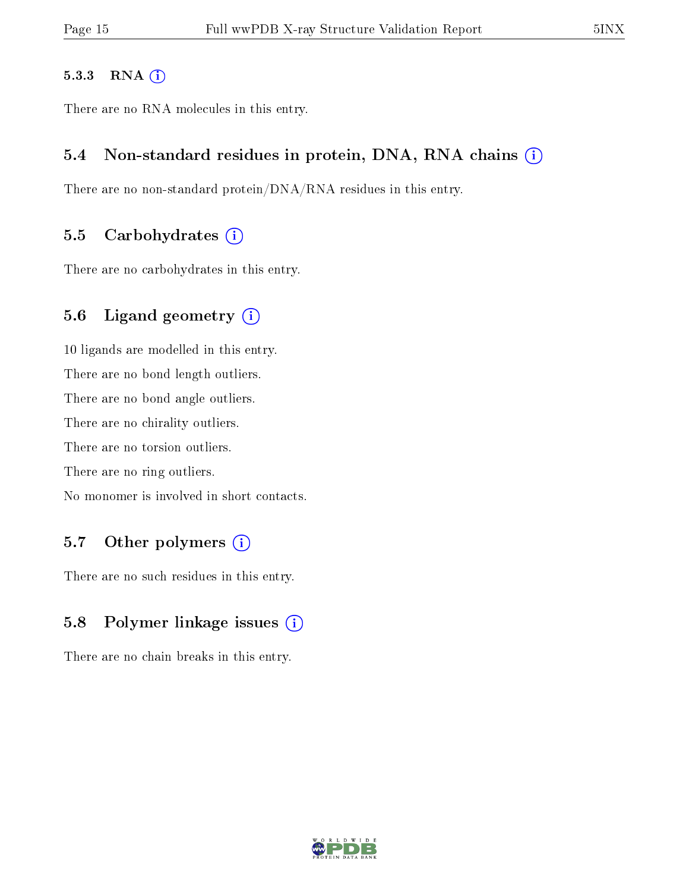#### 5.3.3 RNA

There are no RNA molecules in this entry.

### 5.4 Non-standard residues in protein, DNA, RNA chains

There are no non-standard protein/DNA/RNA residues in this entry.

### 5.5 Carbohydrates

There are no carbohydrates in this entry.

### 5.6 Ligand geometry

10 ligands are modelled in this entry.

There are no bond length outliers.

There are no bond angle outliers.

There are no chirality outliers.

There are no torsion outliers.

There are no ring outliers.

No monomer is involved in short contacts.

### 5.7 Other polymers

There are no such residues in this entry.

### 5.8 Polymer linkage issues

There are no chain breaks in this entry.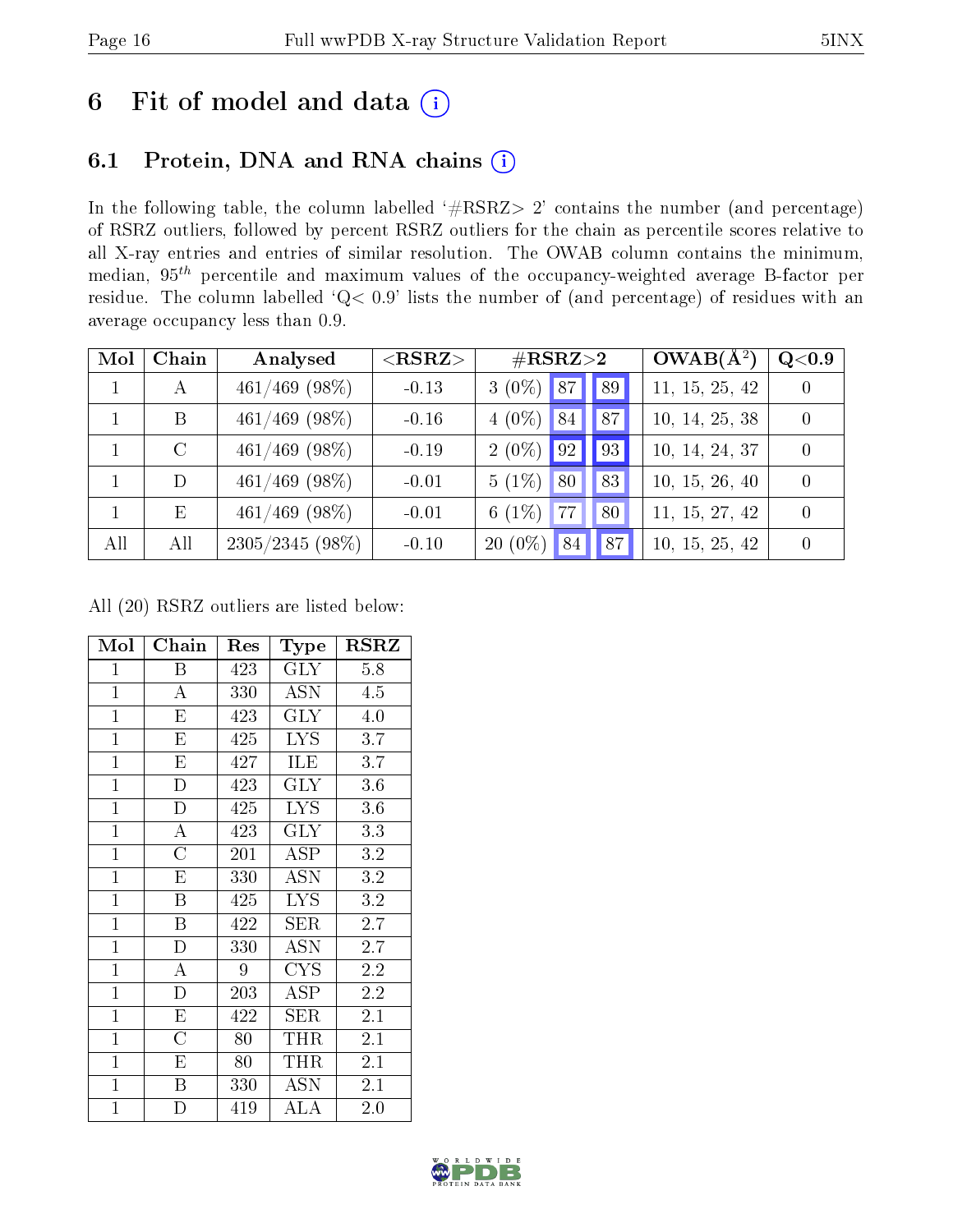# 6 Fit of model and data (i)

## 6.1 Protein, DNA and RNA chains (i)

In the following table, the column labelled '#RSRZ> 2' contains the number (and percentage) of RSRZ outliers, followed by percent RSRZ outliers for the chain as percentile scores relative to all X-ray entries and entries of similar resolution. The OWAB column contains the minimum, median, $95^{th}$ percentile and maximum values of the occupancy-weighted average B-factor per residue. The column labelled 'Q< 0.9' lists the number of (and percentage) of residues with an average occupancy less than 0.9.

| Mol | Chain | Analysed | <RSRZ> | #RSRZ>2 | | | OWAB(Å$^2$) | Q<0.9 |
|---|---|---|---|---|---|---|---|---|
| 1 | A | 461/469 (98%) | -0.13 | 3 (0%) | 87 | 89 | 11, 15, 25, 42 | 0 |
| 1 | B | 461/469 (98%) | -0.16 | 4 (0%) | 84 | 87 | 10, 14, 25, 38 | 0 |
| 1 | C | 461/469 (98%) | -0.19 | 2 (0%) | 92 | 93 | 10, 14, 24, 37 | 0 |
| 1 | D | 461/469 (98%) | -0.01 | 5 (1%) | 80 | 83 | 10, 15, 26, 40 | 0 |
| 1 | E | 461/469 (98%) | -0.01 | 6 (1%) | 77 | 80 | 11, 15, 27, 42 | 0 |
| All | All | 2305/2345 (98%) | -0.10 | 20 (0%) | 84 | 87 | 10, 15, 25, 42 | 0 |

All (20) RSRZ outliers are listed below:

| Mol | Chain | Res | Type | RSRZ |
|---|---|---|---|---|
| 1 | B | 423 | GLY | 5.8 |
| 1 | A | 330 | ASN | 4.5 |
| 1 | E | 423 | GLY | 4.0 |
| 1 | E | 425 | LYS | 3.7 |
| 1 | E | 427 | ILE | 3.7 |
| 1 | D | 423 | GLY | 3.6 |
| 1 | D | 425 | LYS | 3.6 |
| 1 | A | 423 | GLY | 3.3 |
| 1 | C | 201 | ASP | 3.2 |
| 1 | E | 330 | ASN | 3.2 |
| 1 | B | 425 | LYS | 3.2 |
| 1 | B | 422 | SER | 2.7 |
| 1 | D | 330 | ASN | 2.7 |
| 1 | A | 9 | CYS | 2.2 |
| 1 | D | 203 | ASP | 2.2 |
| 1 | E | 422 | SER | 2.1 |
| 1 | C | 80 | THR | 2.1 |
| 1 | E | 80 | THR | 2.1 |
| 1 | B | 330 | ASN | 2.1 |
| 1 | D | 419 | ALA | 2.0 |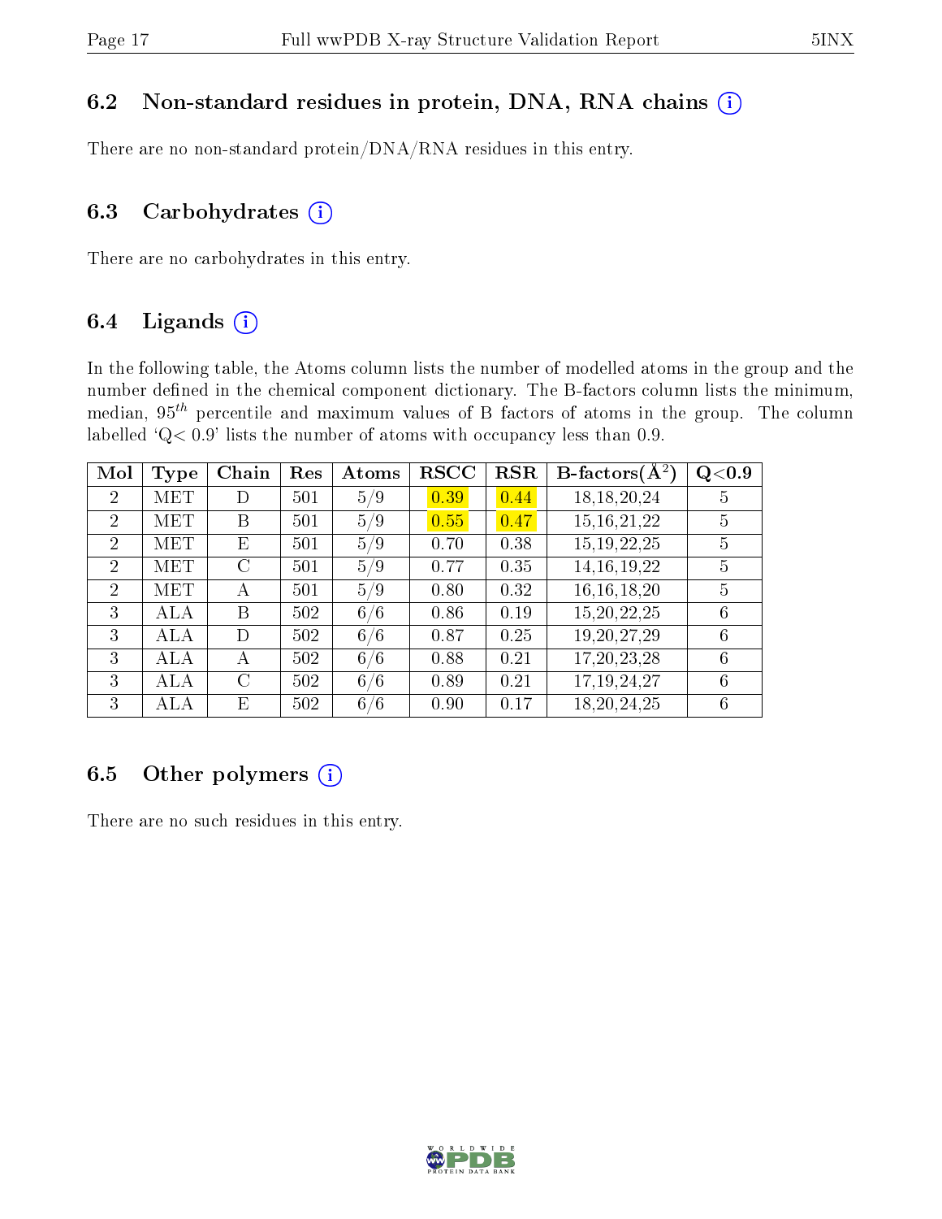## 6.2 Non-standard residues in protein, DNA, RNA chains

There are no non-standard protein/DNA/RNA residues in this entry.

## 6.3 Carbohydrates

There are no carbohydrates in this entry.

## 6.4 Ligands

In the following table, the Atoms column lists the number of modelled atoms in the group and the number defined in the chemical component dictionary. The B-factors column lists the minimum, median, $95^{th}$ percentile and maximum values of B factors of atoms in the group. The column labelled 'Q< 0.9' lists the number of atoms with occupancy less than 0.9.

| Mol | Type | Chain | Res | Atoms | RSCC | RSR | B-factors(Å$^2$) | Q<0.9 |
|---|---|---|---|---|---|---|---|---|
| 2 | MET | D | 501 | 5/9 | 0.39 | 0.44 | 18,18,20,24 | 5 |
| 2 | MET | B | 501 | 5/9 | 0.55 | 0.47 | 15,16,21,22 | 5 |
| 2 | MET | E | 501 | 5/9 | 0.70 | 0.38 | 15,19,22,25 | 5 |
| 2 | MET | C | 501 | 5/9 | 0.77 | 0.35 | 14,16,19,22 | 5 |
| 2 | MET | A | 501 | 5/9 | 0.80 | 0.32 | 16,16,18,20 | 5 |
| 3 | ALA | B | 502 | 6/6 | 0.86 | 0.19 | 15,20,22,25 | 6 |
| 3 | ALA | D | 502 | 6/6 | 0.87 | 0.25 | 19,20,27,29 | 6 |
| 3 | ALA | A | 502 | 6/6 | 0.88 | 0.21 | 17,20,23,28 | 6 |
| 3 | ALA | C | 502 | 6/6 | 0.89 | 0.21 | 17,19,24,27 | 6 |
| 3 | ALA | E | 502 | 6/6 | 0.90 | 0.17 | 18,20,24,25 | 6 |

## 6.5 Other polymers

There are no such residues in this entry.